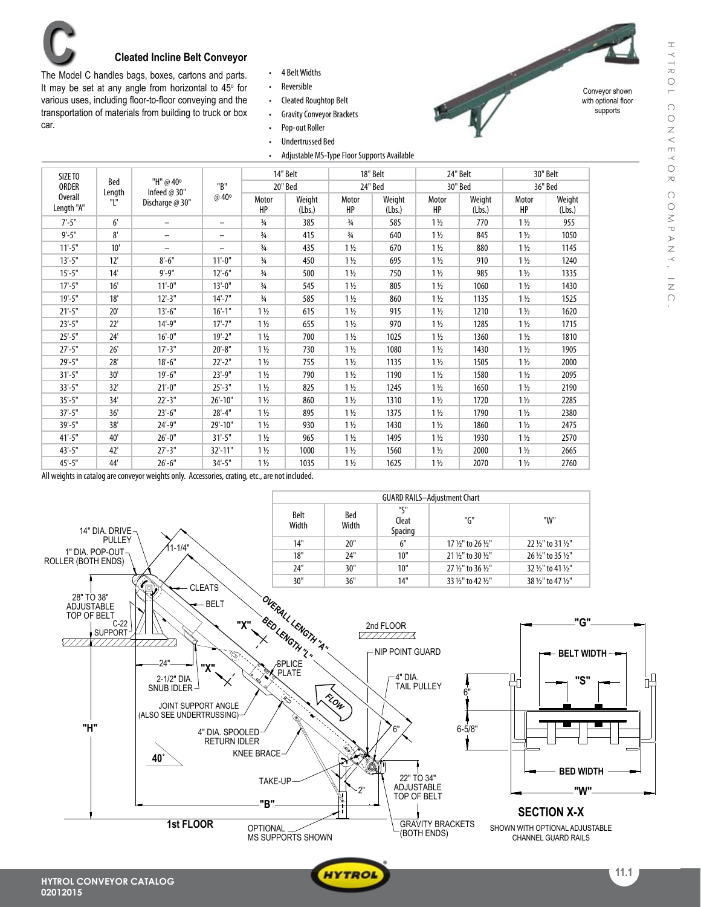# C

## Cleated Incline Belt Conveyor

The Model C handles bags, boxes, cartons and parts. It may be set at any angle from horizontal to 45º for various uses, including floor-to-floor conveying and the transportation of materials from building to truck or box car.

- 4 Belt Widths
- Reversible
- Cleated Roughtop Belt
- Gravity Conveyor Brackets
- Pop-out Roller
- Undertrussed Bed
- Adjustable MS-Type Floor Supports Available

Conveyor shown with optional floor supports

| SIZE TO ORDER Overall Length "A" | Bed Length "L" | "H" @ 40º Infeed @ 30" Discharge @ 30" | "B" @ 40º | 14" Belt 20" Bed | | 18" Belt 24" Bed | | 24" Belt 30" Bed | | 30" Belt 36" Bed | |
|---|---|---|---|---|---|---|---|---|---|---|---|
| | | | | Motor HP | Weight (Lbs.) | Motor HP | Weight (Lbs.) | Motor HP | Weight (Lbs.) | Motor HP | Weight (Lbs.) |
| 7'-5" | 6' | – | – | ¾ | 385 | ¾ | 585 | 1½ | 770 | 1½ | 955 |
| 9'-5" | 8' | – | – | ¾ | 415 | ¾ | 640 | 1½ | 845 | 1½ | 1050 |
| 11'-5" | 10' | – | – | ¾ | 435 | 1½ | 670 | 1½ | 880 | 1½ | 1145 |
| 13'-5" | 12' | 8'-6" | 11'-0" | ¾ | 450 | 1½ | 695 | 1½ | 910 | 1½ | 1240 |
| 15'-5" | 14' | 9'-9" | 12'-6" | ¾ | 500 | 1½ | 750 | 1½ | 985 | 1½ | 1335 |
| 17'-5" | 16' | 11'-0" | 13'-0" | ¾ | 545 | 1½ | 805 | 1½ | 1060 | 1½ | 1430 |
| 19'-5" | 18' | 12'-3" | 14'-7" | ¾ | 585 | 1½ | 860 | 1½ | 1135 | 1½ | 1525 |
| 21'-5" | 20' | 13'-6" | 16'-1" | 1½ | 615 | 1½ | 915 | 1½ | 1210 | 1½ | 1620 |
| 23'-5" | 22' | 14'-9" | 17'-7" | 1½ | 655 | 1½ | 970 | 1½ | 1285 | 1½ | 1715 |
| 25'-5" | 24' | 16'-0" | 19'-2" | 1½ | 700 | 1½ | 1025 | 1½ | 1360 | 1½ | 1810 |
| 27'-5" | 26' | 17'-3" | 20'-8" | 1½ | 730 | 1½ | 1080 | 1½ | 1430 | 1½ | 1905 |
| 29'-5" | 28' | 18'-6" | 22'-2" | 1½ | 755 | 1½ | 1135 | 1½ | 1505 | 1½ | 2000 |
| 31'-5" | 30' | 19'-6" | 23'-9" | 1½ | 790 | 1½ | 1190 | 1½ | 1580 | 1½ | 2095 |
| 33'-5" | 32' | 21'-0" | 25'-3" | 1½ | 825 | 1½ | 1245 | 1½ | 1650 | 1½ | 2190 |
| 35'-5" | 34' | 22'-3" | 26'-10" | 1½ | 860 | 1½ | 1310 | 1½ | 1720 | 1½ | 2285 |
| 37'-5" | 36' | 23'-6" | 28'-4" | 1½ | 895 | 1½ | 1375 | 1½ | 1790 | 1½ | 2380 |
| 39'-5" | 38' | 24'-9" | 29'-10" | 1½ | 930 | 1½ | 1430 | 1½ | 1860 | 1½ | 2475 |
| 41'-5" | 40' | 26'-0" | 31'-5" | 1½ | 965 | 1½ | 1495 | 1½ | 1930 | 1½ | 2570 |
| 43'-5" | 42' | 27'-3" | 32'-11" | 1½ | 1000 | 1½ | 1560 | 1½ | 2000 | 1½ | 2665 |
| 45'-5" | 44' | 26'-6" | 34'-5" | 1½ | 1035 | 1½ | 1625 | 1½ | 2070 | 1½ | 2760 |

All weights in catalog are conveyor weights only. Accessories, crating, etc., are not included.

GUARD RAILS–Adjustment Chart

| Belt Width | Bed Width | "S" Cleat Spacing | "G" | "W" |
|---|---|---|---|---|
| 14" | 20" | 6" | 17½" to 26½" | 22½" to 31½" |
| 18" | 24" | 10" | 21½" to 30½" | 26½" to 35½" |
| 24" | 30" | 10" | 27½" to 36½" | 32½" to 41½" |
| 30" | 36" | 14" | 33½" to 42½" | 38½" to 47½" |

14" DIA. DRIVE PULLEY
1" DIA. POP-OUT ROLLER (BOTH ENDS)
11-1/4"
28" TO 38" ADJUSTABLE TOP OF BELT
C-22 SUPPORT
CLEATS
BELT
"X"
OVERALL LENGTH "A"
BED LENGTH "L"
2nd FLOOR
NIP POINT GUARD
24"
2-1/2" DIA. SNUB IDLER
SPLICE PLATE
4" DIA. TAIL PULLEY
FLOW
JOINT SUPPORT ANGLE (ALSO SEE UNDERTRUSSING)
"H"
4" DIA. SPOOLED RETURN IDLER
6"
KNEE BRACE
40°
TAKE-UP
2"
22" TO 34" ADJUSTABLE TOP OF BELT
"B"
1st FLOOR
OPTIONAL MS SUPPORTS SHOWN
GRAVITY BRACKETS (BOTH ENDS)

"G"
BELT WIDTH
"S"
6"
6-5/8"
BED WIDTH
"W"

**SECTION X-X**

SHOWN WITH OPTIONAL ADJUSTABLE CHANNEL GUARD RAILS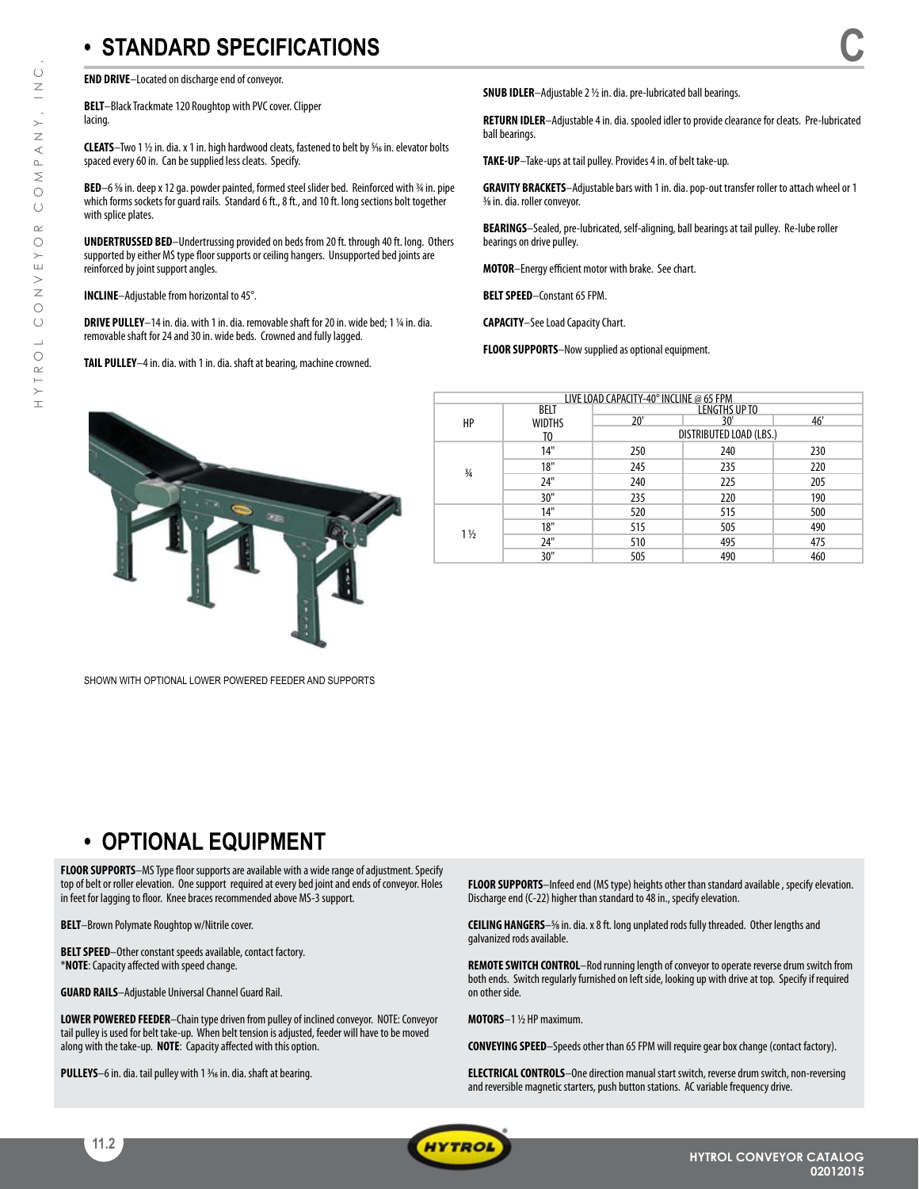# • STANDARD SPECIFICATIONS

**END DRIVE**–Located on discharge end of conveyor.

**BELT**–Black Trackmate 120 Roughtop with PVC cover. Clipper lacing.

**CLEATS**–Two 1 ½ in. dia. x 1 in. high hardwood cleats, fastened to belt by 5⁄16 in. elevator bolts spaced every 60 in. Can be supplied less cleats. Specify.

**BED**–6 5⁄8 in. deep x 12 ga. powder painted, formed steel slider bed. Reinforced with ¾ in. pipe which forms sockets for guard rails. Standard 6 ft., 8 ft., and 10 ft. long sections bolt together with splice plates.

**UNDERTRUSSED BED**–Undertrussing provided on beds from 20 ft. through 40 ft. long. Others supported by either MS type floor supports or ceiling hangers. Unsupported bed joints are reinforced by joint support angles.

**INCLINE**–Adjustable from horizontal to 45°.

**DRIVE PULLEY**–14 in. dia. with 1 in. dia. removable shaft for 20 in. wide bed; 1 ¼ in. dia. removable shaft for 24 and 30 in. wide beds. Crowned and fully lagged.

**TAIL PULLEY**–4 in. dia. with 1 in. dia. shaft at bearing, machine crowned.

**SNUB IDLER**–Adjustable 2 ½ in. dia. pre-lubricated ball bearings.

**RETURN IDLER**–Adjustable 4 in. dia. spooled idler to provide clearance for cleats. Pre-lubricated ball bearings.

**TAKE-UP**–Take-ups at tail pulley. Provides 4 in. of belt take-up.

**GRAVITY BRACKETS**–Adjustable bars with 1 in. dia. pop-out transfer roller to attach wheel or 1 3⁄8 in. dia. roller conveyor.

**BEARINGS**–Sealed, pre-lubricated, self-aligning, ball bearings at tail pulley. Re-lube roller bearings on drive pulley.

**MOTOR**–Energy efficient motor with brake. See chart.

**BELT SPEED**–Constant 65 FPM.

**CAPACITY**–See Load Capacity Chart.

**FLOOR SUPPORTS**–Now supplied as optional equipment.

SHOWN WITH OPTIONAL LOWER POWERED FEEDER AND SUPPORTS

| LIVE LOAD CAPACITY-40° INCLINE @ 65 FPM | | | | |
|---|---|---|---|---|
| HP | BELT WIDTHS TO | LENGTHS UP TO | | |
| | | 20' | 30' | 46' |
| | | DISTRIBUTED LOAD (LBS.) | | |
| ¾ | 14" | 250 | 240 | 230 |
| | 18" | 245 | 235 | 220 |
| | 24" | 240 | 225 | 205 |
| | 30" | 235 | 220 | 190 |
| 1 ½ | 14" | 520 | 515 | 500 |
| | 18" | 515 | 505 | 490 |
| | 24" | 510 | 495 | 475 |
| | 30" | 505 | 490 | 460 |

# • OPTIONAL EQUIPMENT

**FLOOR SUPPORTS**–MS Type floor supports are available with a wide range of adjustment. Specify top of belt or roller elevation. One support required at every bed joint and ends of conveyor. Holes in feet for lagging to floor. Knee braces recommended above MS-3 support.

**BELT**–Brown Polymate Roughtop w/Nitrile cover.

**BELT SPEED**–Other constant speeds available, contact factory.
***NOTE**: Capacity affected with speed change.

**GUARD RAILS**–Adjustable Universal Channel Guard Rail.

**LOWER POWERED FEEDER**–Chain type driven from pulley of inclined conveyor. NOTE: Conveyor tail pulley is used for belt take-up. When belt tension is adjusted, feeder will have to be moved along with the take-up. **NOTE**: Capacity affected with this option.

**PULLEYS**–6 in. dia. tail pulley with 1 3⁄16 in. dia. shaft at bearing.

**FLOOR SUPPORTS**–Infeed end (MS type) heights other than standard available , specify elevation. Discharge end (C-22) higher than standard to 48 in., specify elevation.

**CEILING HANGERS**–5⁄8 in. dia. x 8 ft. long unplated rods fully threaded. Other lengths and galvanized rods available.

**REMOTE SWITCH CONTROL**–Rod running length of conveyor to operate reverse drum switch from both ends. Switch regularly furnished on left side, looking up with drive at top. Specify if required on other side.

**MOTORS**–1 ½ HP maximum.

**CONVEYING SPEED**–Speeds other than 65 FPM will require gear box change (contact factory).

**ELECTRICAL CONTROLS**–One direction manual start switch, reverse drum switch, non-reversing and reversible magnetic starters, push button stations. AC variable frequency drive.